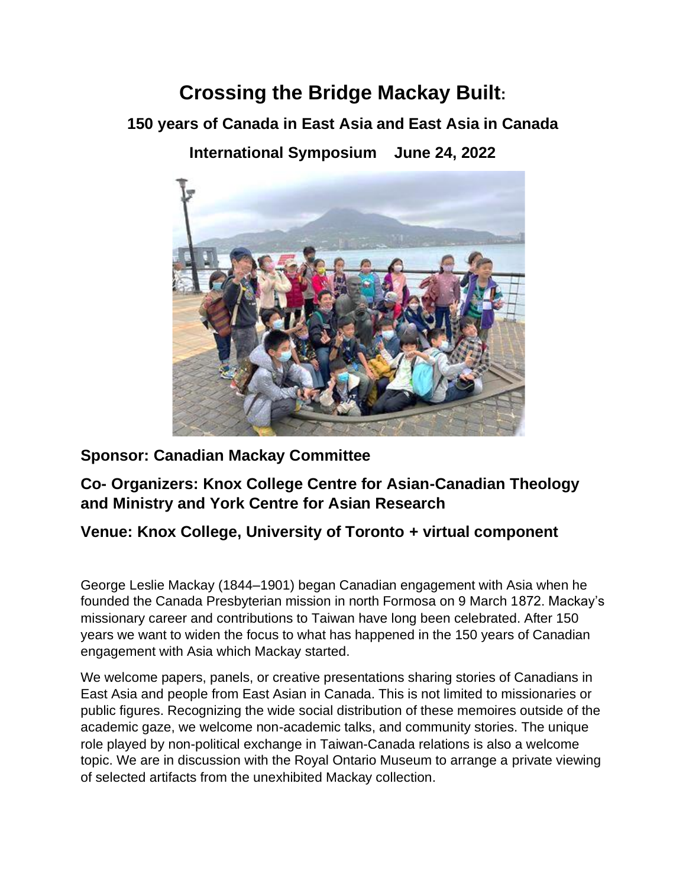# Crossing the Bridge Mackay Built:

## 150 years of Canada in East Asia and East Asia in Canada

### International Symposium June 24, 2022

## Sponsor: Canadian Mackay Committee

## Co- Organizers: Knox College Centre for Asian-Canadian Theology and Ministry and York Centre for Asian Research

## Venue: Knox College, University of Toronto + virtual component

George Leslie Mackay (1844–1901) began Canadian engagement with Asia when he founded the Canada Presbyterian mission in north Formosa on 9 March 1872. Mackay's missionary career and contributions to Taiwan have long been celebrated. After 150 years we want to widen the focus to what has happened in the 150 years of Canadian engagement with Asia which Mackay started.

We welcome papers, panels, or creative presentations sharing stories of Canadians in East Asia and people from East Asian in Canada. This is not limited to missionaries or public figures. Recognizing the wide social distribution of these memoires outside of the academic gaze, we welcome non-academic talks, and community stories. The unique role played by non-political exchange in Taiwan-Canada relations is also a welcome topic. We are in discussion with the Royal Ontario Museum to arrange a private viewing of selected artifacts from the unexhibited Mackay collection.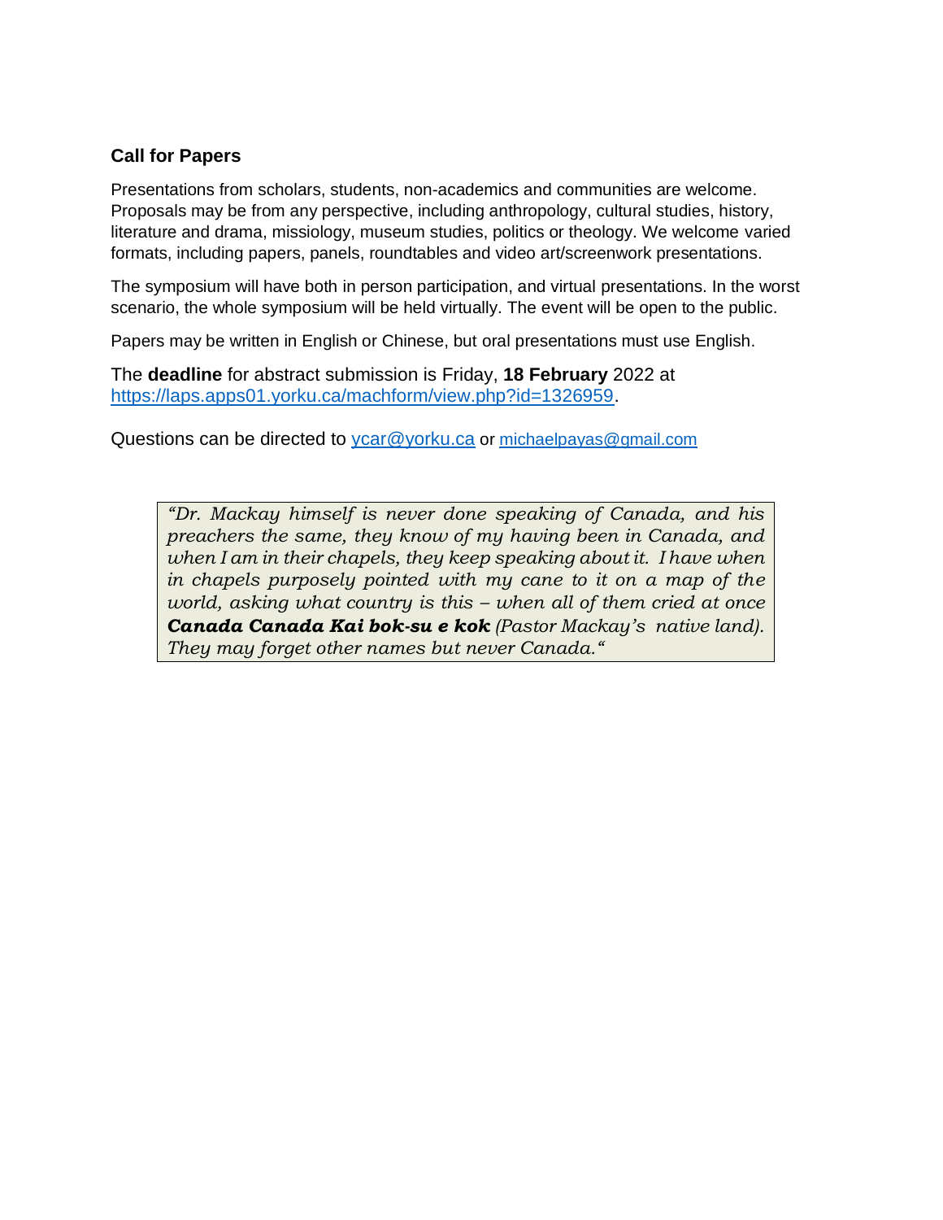## Call for Papers

Presentations from scholars, students, non-academics and communities are welcome. Proposals may be from any perspective, including anthropology, cultural studies, history, literature and drama, missiology, museum studies, politics or theology. We welcome varied formats, including papers, panels, roundtables and video art/screenwork presentations.

The symposium will have both in person participation, and virtual presentations. In the worst scenario, the whole symposium will be held virtually. The event will be open to the public.

Papers may be written in English or Chinese, but oral presentations must use English.

The **deadline** for abstract submission is Friday, **18 February** 2022 at https://laps.apps01.yorku.ca/machform/view.php?id=1326959.

Questions can be directed to ycar@yorku.ca or michaelpayas@gmail.com

> *"Dr. Mackay himself is never done speaking of Canada, and his preachers the same, they know of my having been in Canada, and when I am in their chapels, they keep speaking about it. I have when in chapels purposely pointed with my cane to it on a map of the world, asking what country is this – when all of them cried at once **Canada Canada Kai bok-su e kok** (Pastor Mackay's native land). They may forget other names but never Canada."*